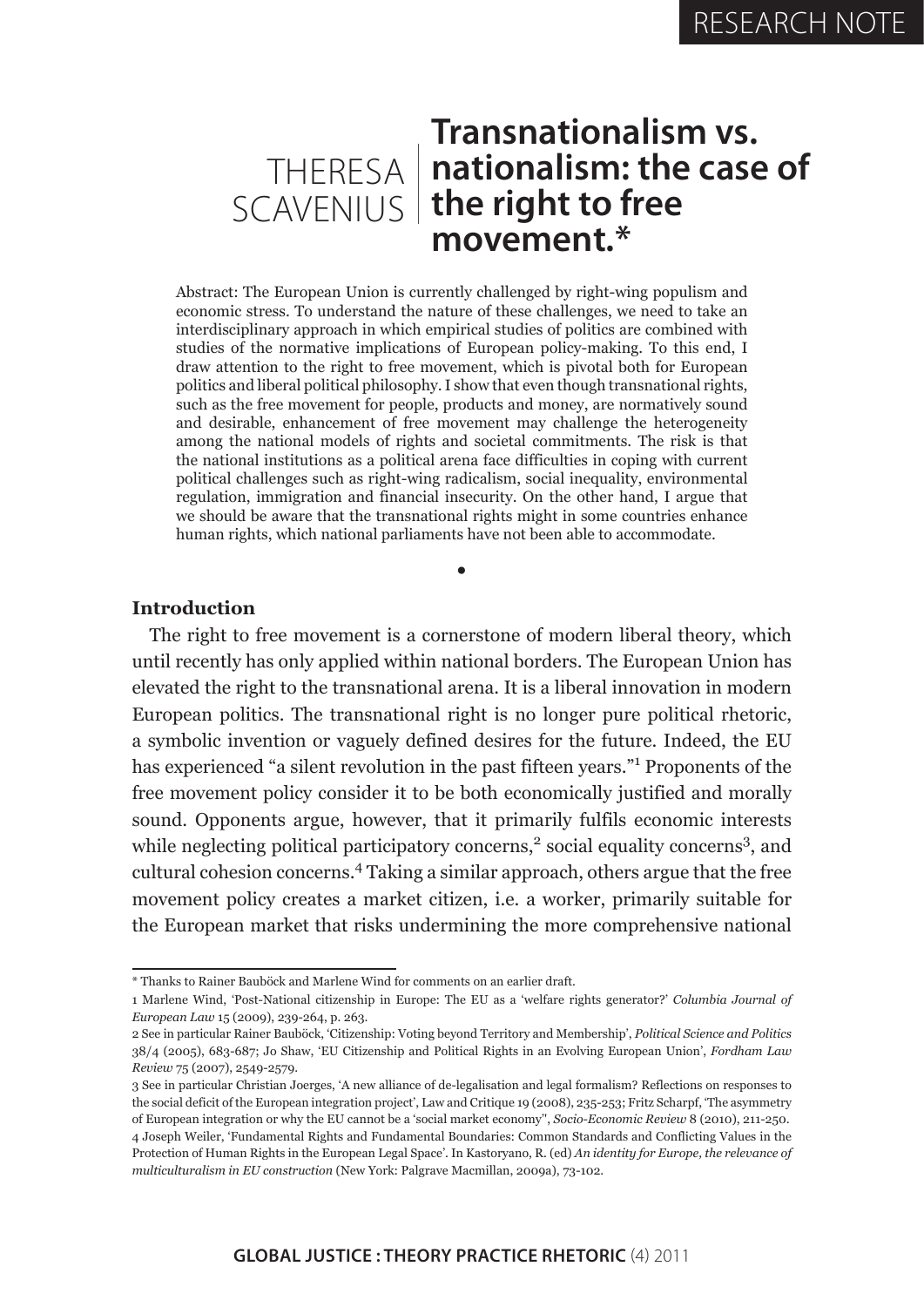RESEARCH NOTE

THERESA SCAVENIUS

# Transnationalism vs. nationalism: the case of the right to free movement.*

Abstract: The European Union is currently challenged by right-wing populism and economic stress. To understand the nature of these challenges, we need to take an interdisciplinary approach in which empirical studies of politics are combined with studies of the normative implications of European policy-making. To this end, I draw attention to the right to free movement, which is pivotal both for European politics and liberal political philosophy. I show that even though transnational rights, such as the free movement for people, products and money, are normatively sound and desirable, enhancement of free movement may challenge the heterogeneity among the national models of rights and societal commitments. The risk is that the national institutions as a political arena face difficulties in coping with current political challenges such as right-wing radicalism, social inequality, environmental regulation, immigration and financial insecurity. On the other hand, I argue that we should be aware that the transnational rights might in some countries enhance human rights, which national parliaments have not been able to accommodate.

•

## Introduction

The right to free movement is a cornerstone of modern liberal theory, which until recently has only applied within national borders. The European Union has elevated the right to the transnational arena. It is a liberal innovation in modern European politics. The transnational right is no longer pure political rhetoric, a symbolic invention or vaguely defined desires for the future. Indeed, the EU has experienced "a silent revolution in the past fifteen years."[1] Proponents of the free movement policy consider it to be both economically justified and morally sound. Opponents argue, however, that it primarily fulfils economic interests while neglecting political participatory concerns,[2] social equality concerns[3], and cultural cohesion concerns.[4] Taking a similar approach, others argue that the free movement policy creates a market citizen, i.e. a worker, primarily suitable for the European market that risks undermining the more comprehensive national

---

* Thanks to Rainer Bauböck and Marlene Wind for comments on an earlier draft.

1 Marlene Wind, 'Post-National citizenship in Europe: The EU as a 'welfare rights generator?' *Columbia Journal of European Law* 15 (2009), 239-264, p. 263.

2 See in particular Rainer Bauböck, 'Citizenship: Voting beyond Territory and Membership', *Political Science and Politics* 38/4 (2005), 683-687; Jo Shaw, 'EU Citizenship and Political Rights in an Evolving European Union', *Fordham Law Review* 75 (2007), 2549-2579.

3 See in particular Christian Joerges, 'A new alliance of de-legalisation and legal formalism? Reflections on responses to the social deficit of the European integration project', Law and Critique 19 (2008), 235-253; Fritz Scharpf, 'The asymmetry of European integration or why the EU cannot be a 'social market economy'', *Socio-Economic Review* 8 (2010), 211-250.

4 Joseph Weiler, 'Fundamental Rights and Fundamental Boundaries: Common Standards and Conflicting Values in the Protection of Human Rights in the European Legal Space'. In Kastoryano, R. (ed) *An identity for Europe, the relevance of multiculturalism in EU construction* (New York: Palgrave Macmillan, 2009a), 73-102.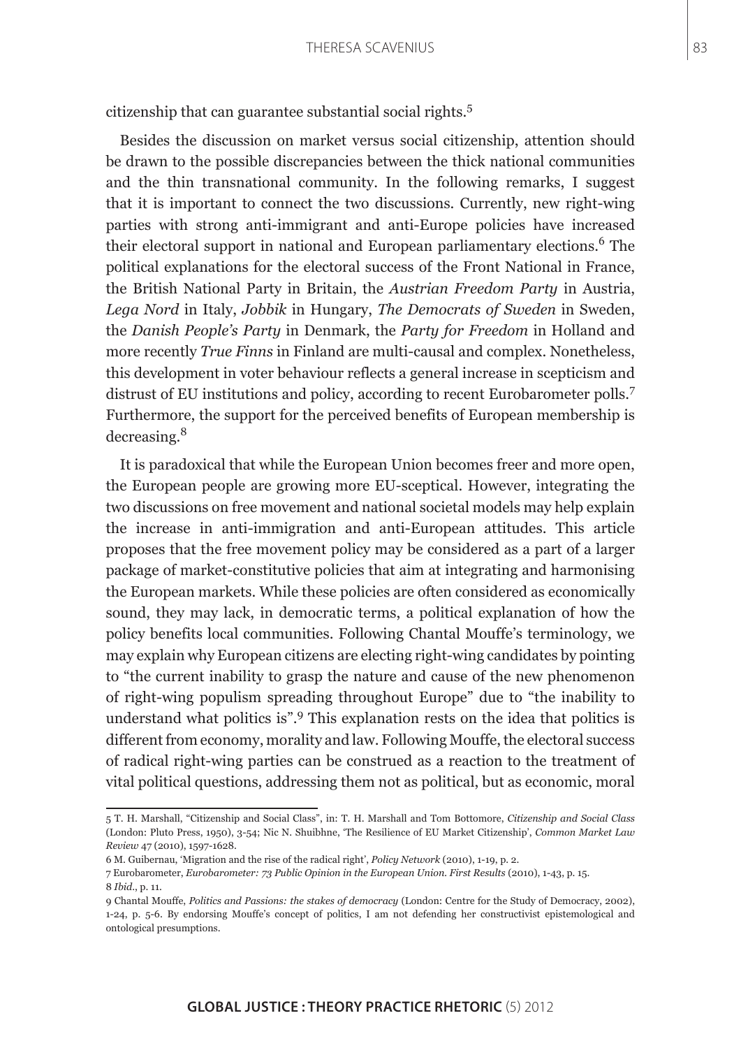citizenship that can guarantee substantial social rights.[5]

Besides the discussion on market versus social citizenship, attention should be drawn to the possible discrepancies between the thick national communities and the thin transnational community. In the following remarks, I suggest that it is important to connect the two discussions. Currently, new right-wing parties with strong anti-immigrant and anti-Europe policies have increased their electoral support in national and European parliamentary elections.[6] The political explanations for the electoral success of the Front National in France, the British National Party in Britain, the *Austrian Freedom Party* in Austria, *Lega Nord* in Italy, *Jobbik* in Hungary, *The Democrats of Sweden* in Sweden, the *Danish People's Party* in Denmark, the *Party for Freedom* in Holland and more recently *True Finns* in Finland are multi-causal and complex. Nonetheless, this development in voter behaviour reflects a general increase in scepticism and distrust of EU institutions and policy, according to recent Eurobarometer polls.[7] Furthermore, the support for the perceived benefits of European membership is decreasing.[8]

It is paradoxical that while the European Union becomes freer and more open, the European people are growing more EU-sceptical. However, integrating the two discussions on free movement and national societal models may help explain the increase in anti-immigration and anti-European attitudes. This article proposes that the free movement policy may be considered as a part of a larger package of market-constitutive policies that aim at integrating and harmonising the European markets. While these policies are often considered as economically sound, they may lack, in democratic terms, a political explanation of how the policy benefits local communities. Following Chantal Mouffe's terminology, we may explain why European citizens are electing right-wing candidates by pointing to "the current inability to grasp the nature and cause of the new phenomenon of right-wing populism spreading throughout Europe" due to "the inability to understand what politics is".[9] This explanation rests on the idea that politics is different from economy, morality and law. Following Mouffe, the electoral success of radical right-wing parties can be construed as a reaction to the treatment of vital political questions, addressing them not as political, but as economic, moral

---

5 T. H. Marshall, "Citizenship and Social Class", in: T. H. Marshall and Tom Bottomore, *Citizenship and Social Class* (London: Pluto Press, 1950), 3-54; Nic N. Shuibhne, 'The Resilience of EU Market Citizenship', *Common Market Law Review* 47 (2010), 1597-1628.

6 M. Guibernau, 'Migration and the rise of the radical right', *Policy Network* (2010), 1-19, p. 2.

7 Eurobarometer, *Eurobarometer: 73 Public Opinion in the European Union. First Results* (2010), 1-43, p. 15.

8 *Ibid.*, p. 11.

9 Chantal Mouffe, *Politics and Passions: the stakes of democracy* (London: Centre for the Study of Democracy, 2002), 1-24, p. 5-6. By endorsing Mouffe's concept of politics, I am not defending her constructivist epistemological and ontological presumptions.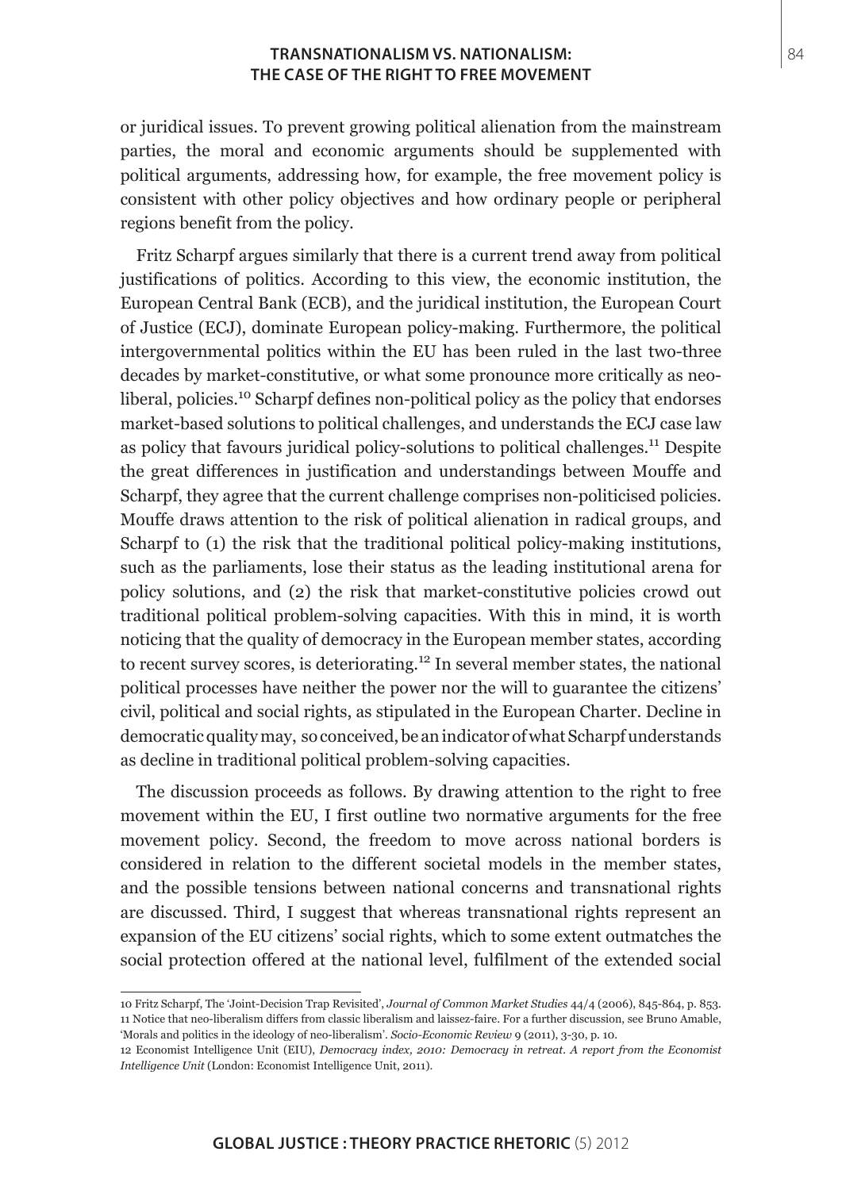or juridical issues. To prevent growing political alienation from the mainstream parties, the moral and economic arguments should be supplemented with political arguments, addressing how, for example, the free movement policy is consistent with other policy objectives and how ordinary people or peripheral regions benefit from the policy.

Fritz Scharpf argues similarly that there is a current trend away from political justifications of politics. According to this view, the economic institution, the European Central Bank (ECB), and the juridical institution, the European Court of Justice (ECJ), dominate European policy-making. Furthermore, the political intergovernmental politics within the EU has been ruled in the last two-three decades by market-constitutive, or what some pronounce more critically as neo-liberal, policies.[10] Scharpf defines non-political policy as the policy that endorses market-based solutions to political challenges, and understands the ECJ case law as policy that favours juridical policy-solutions to political challenges.[11] Despite the great differences in justification and understandings between Mouffe and Scharpf, they agree that the current challenge comprises non-politicised policies. Mouffe draws attention to the risk of political alienation in radical groups, and Scharpf to (1) the risk that the traditional political policy-making institutions, such as the parliaments, lose their status as the leading institutional arena for policy solutions, and (2) the risk that market-constitutive policies crowd out traditional political problem-solving capacities. With this in mind, it is worth noticing that the quality of democracy in the European member states, according to recent survey scores, is deteriorating.[12] In several member states, the national political processes have neither the power nor the will to guarantee the citizens' civil, political and social rights, as stipulated in the European Charter. Decline in democratic quality may, so conceived, be an indicator of what Scharpf understands as decline in traditional political problem-solving capacities.

The discussion proceeds as follows. By drawing attention to the right to free movement within the EU, I first outline two normative arguments for the free movement policy. Second, the freedom to move across national borders is considered in relation to the different societal models in the member states, and the possible tensions between national concerns and transnational rights are discussed. Third, I suggest that whereas transnational rights represent an expansion of the EU citizens' social rights, which to some extent outmatches the social protection offered at the national level, fulfilment of the extended social

---

10 Fritz Scharpf, The 'Joint-Decision Trap Revisited', *Journal of Common Market Studies* 44/4 (2006), 845-864, p. 853.

11 Notice that neo-liberalism differs from classic liberalism and laissez-faire. For a further discussion, see Bruno Amable, 'Morals and politics in the ideology of neo-liberalism'. *Socio-Economic Review* 9 (2011), 3-30, p. 10.

12 Economist Intelligence Unit (EIU), *Democracy index, 2010: Democracy in retreat. A report from the Economist Intelligence Unit* (London: Economist Intelligence Unit, 2011).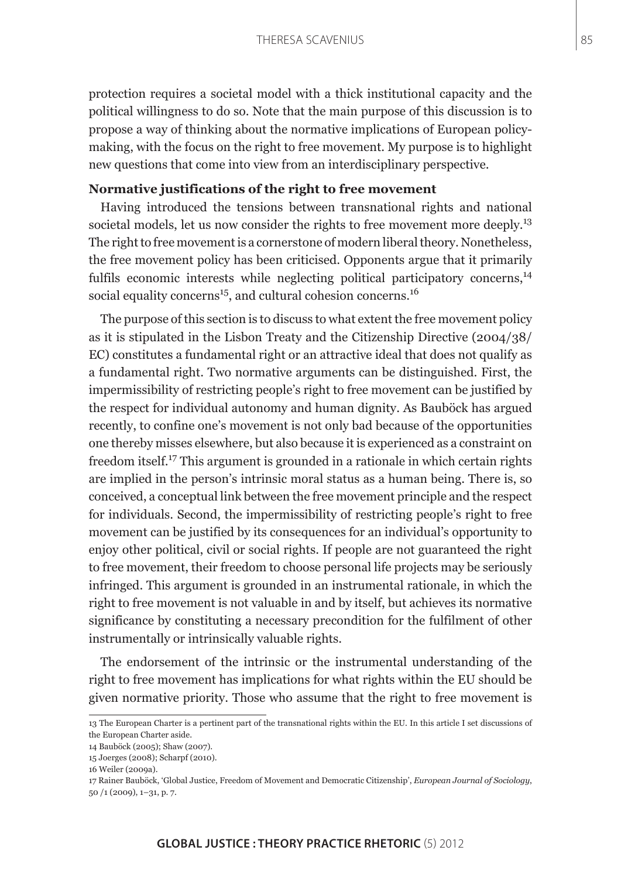protection requires a societal model with a thick institutional capacity and the political willingness to do so. Note that the main purpose of this discussion is to propose a way of thinking about the normative implications of European policy-making, with the focus on the right to free movement. My purpose is to highlight new questions that come into view from an interdisciplinary perspective.

### Normative justifications of the right to free movement

Having introduced the tensions between transnational rights and national societal models, let us now consider the rights to free movement more deeply.[13] The right to free movement is a cornerstone of modern liberal theory. Nonetheless, the free movement policy has been criticised. Opponents argue that it primarily fulfils economic interests while neglecting political participatory concerns,[14] social equality concerns[15], and cultural cohesion concerns.[16]

The purpose of this section is to discuss to what extent the free movement policy as it is stipulated in the Lisbon Treaty and the Citizenship Directive (2004/38/EC) constitutes a fundamental right or an attractive ideal that does not qualify as a fundamental right. Two normative arguments can be distinguished. First, the impermissibility of restricting people's right to free movement can be justified by the respect for individual autonomy and human dignity. As Bauböck has argued recently, to confine one's movement is not only bad because of the opportunities one thereby misses elsewhere, but also because it is experienced as a constraint on freedom itself.[17] This argument is grounded in a rationale in which certain rights are implied in the person's intrinsic moral status as a human being. There is, so conceived, a conceptual link between the free movement principle and the respect for individuals. Second, the impermissibility of restricting people's right to free movement can be justified by its consequences for an individual's opportunity to enjoy other political, civil or social rights. If people are not guaranteed the right to free movement, their freedom to choose personal life projects may be seriously infringed. This argument is grounded in an instrumental rationale, in which the right to free movement is not valuable in and by itself, but achieves its normative significance by constituting a necessary precondition for the fulfilment of other instrumentally or intrinsically valuable rights.

The endorsement of the intrinsic or the instrumental understanding of the right to free movement has implications for what rights within the EU should be given normative priority. Those who assume that the right to free movement is

---

13 The European Charter is a pertinent part of the transnational rights within the EU. In this article I set discussions of the European Charter aside.

14 Bauböck (2005); Shaw (2007).

15 Joerges (2008); Scharpf (2010).

16 Weiler (2009a).

17 Rainer Bauböck, 'Global Justice, Freedom of Movement and Democratic Citizenship', *European Journal of Sociology*, 50 /1 (2009), 1–31, p. 7.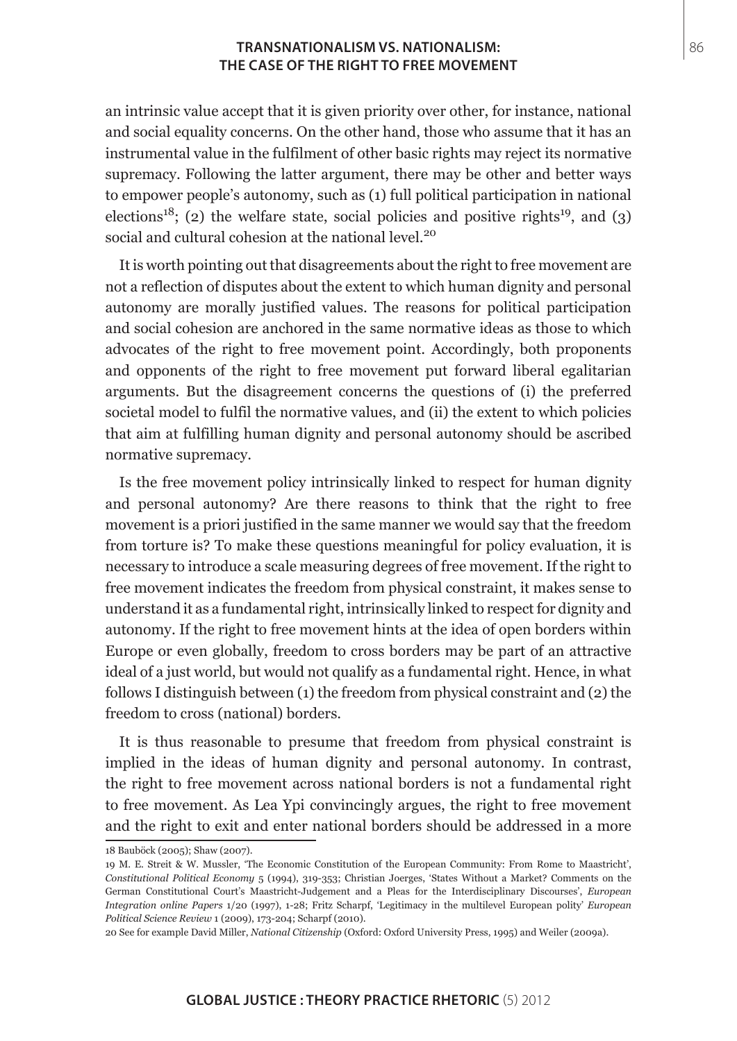an intrinsic value accept that it is given priority over other, for instance, national and social equality concerns. On the other hand, those who assume that it has an instrumental value in the fulfilment of other basic rights may reject its normative supremacy. Following the latter argument, there may be other and better ways to empower people's autonomy, such as (1) full political participation in national elections[18]; (2) the welfare state, social policies and positive rights[19], and (3) social and cultural cohesion at the national level.[20]

It is worth pointing out that disagreements about the right to free movement are not a reflection of disputes about the extent to which human dignity and personal autonomy are morally justified values. The reasons for political participation and social cohesion are anchored in the same normative ideas as those to which advocates of the right to free movement point. Accordingly, both proponents and opponents of the right to free movement put forward liberal egalitarian arguments. But the disagreement concerns the questions of (i) the preferred societal model to fulfil the normative values, and (ii) the extent to which policies that aim at fulfilling human dignity and personal autonomy should be ascribed normative supremacy.

Is the free movement policy intrinsically linked to respect for human dignity and personal autonomy? Are there reasons to think that the right to free movement is a priori justified in the same manner we would say that the freedom from torture is? To make these questions meaningful for policy evaluation, it is necessary to introduce a scale measuring degrees of free movement. If the right to free movement indicates the freedom from physical constraint, it makes sense to understand it as a fundamental right, intrinsically linked to respect for dignity and autonomy. If the right to free movement hints at the idea of open borders within Europe or even globally, freedom to cross borders may be part of an attractive ideal of a just world, but would not qualify as a fundamental right. Hence, in what follows I distinguish between (1) the freedom from physical constraint and (2) the freedom to cross (national) borders.

It is thus reasonable to presume that freedom from physical constraint is implied in the ideas of human dignity and personal autonomy. In contrast, the right to free movement across national borders is not a fundamental right to free movement. As Lea Ypi convincingly argues, the right to free movement and the right to exit and enter national borders should be addressed in a more

---

18 Bauböck (2005); Shaw (2007).

19 M. E. Streit & W. Mussler, 'The Economic Constitution of the European Community: From Rome to Maastricht', *Constitutional Political Economy* 5 (1994), 319-353; Christian Joerges, 'States Without a Market? Comments on the German Constitutional Court's Maastricht-Judgement and a Pleas for the Interdisciplinary Discourses', *European Integration online Papers* 1/20 (1997), 1-28; Fritz Scharpf, 'Legitimacy in the multilevel European polity' *European Political Science Review* 1 (2009), 173-204; Scharpf (2010).

20 See for example David Miller, *National Citizenship* (Oxford: Oxford University Press, 1995) and Weiler (2009a).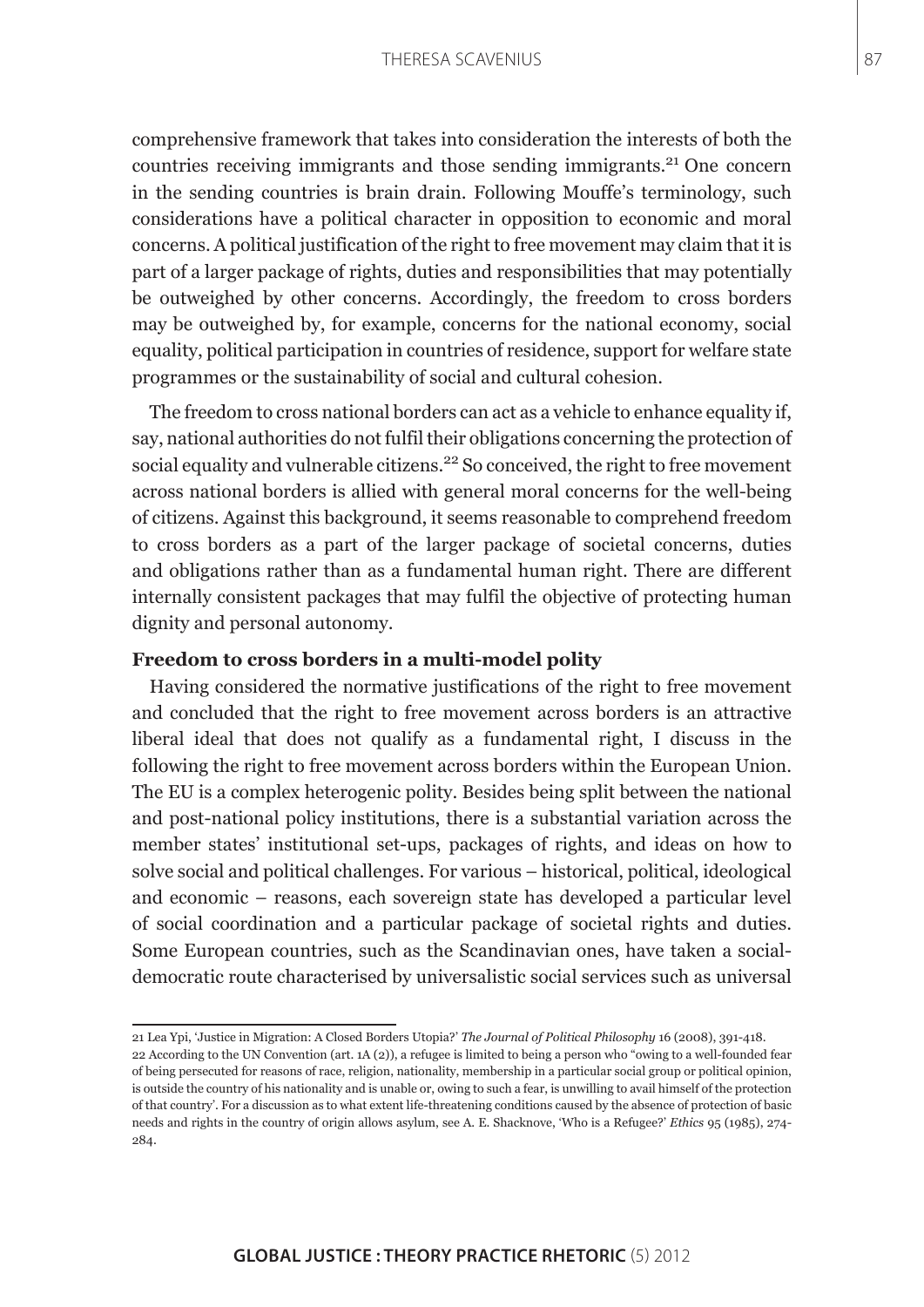comprehensive framework that takes into consideration the interests of both the countries receiving immigrants and those sending immigrants.[21] One concern in the sending countries is brain drain. Following Mouffe's terminology, such considerations have a political character in opposition to economic and moral concerns. A political justification of the right to free movement may claim that it is part of a larger package of rights, duties and responsibilities that may potentially be outweighed by other concerns. Accordingly, the freedom to cross borders may be outweighed by, for example, concerns for the national economy, social equality, political participation in countries of residence, support for welfare state programmes or the sustainability of social and cultural cohesion.

The freedom to cross national borders can act as a vehicle to enhance equality if, say, national authorities do not fulfil their obligations concerning the protection of social equality and vulnerable citizens.[22] So conceived, the right to free movement across national borders is allied with general moral concerns for the well-being of citizens. Against this background, it seems reasonable to comprehend freedom to cross borders as a part of the larger package of societal concerns, duties and obligations rather than as a fundamental human right. There are different internally consistent packages that may fulfil the objective of protecting human dignity and personal autonomy.

### Freedom to cross borders in a multi-model polity

Having considered the normative justifications of the right to free movement and concluded that the right to free movement across borders is an attractive liberal ideal that does not qualify as a fundamental right, I discuss in the following the right to free movement across borders within the European Union. The EU is a complex heterogenic polity. Besides being split between the national and post-national policy institutions, there is a substantial variation across the member states' institutional set-ups, packages of rights, and ideas on how to solve social and political challenges. For various – historical, political, ideological and economic – reasons, each sovereign state has developed a particular level of social coordination and a particular package of societal rights and duties. Some European countries, such as the Scandinavian ones, have taken a social-democratic route characterised by universalistic social services such as universal

---

21 Lea Ypi, 'Justice in Migration: A Closed Borders Utopia?' *The Journal of Political Philosophy* 16 (2008), 391-418.

22 According to the UN Convention (art. 1A (2)), a refugee is limited to being a person who "owing to a well-founded fear of being persecuted for reasons of race, religion, nationality, membership in a particular social group or political opinion, is outside the country of his nationality and is unable or, owing to such a fear, is unwilling to avail himself of the protection of that country'. For a discussion as to what extent life-threatening conditions caused by the absence of protection of basic needs and rights in the country of origin allows asylum, see A. E. Shacknove, 'Who is a Refugee?' *Ethics* 95 (1985), 274-284.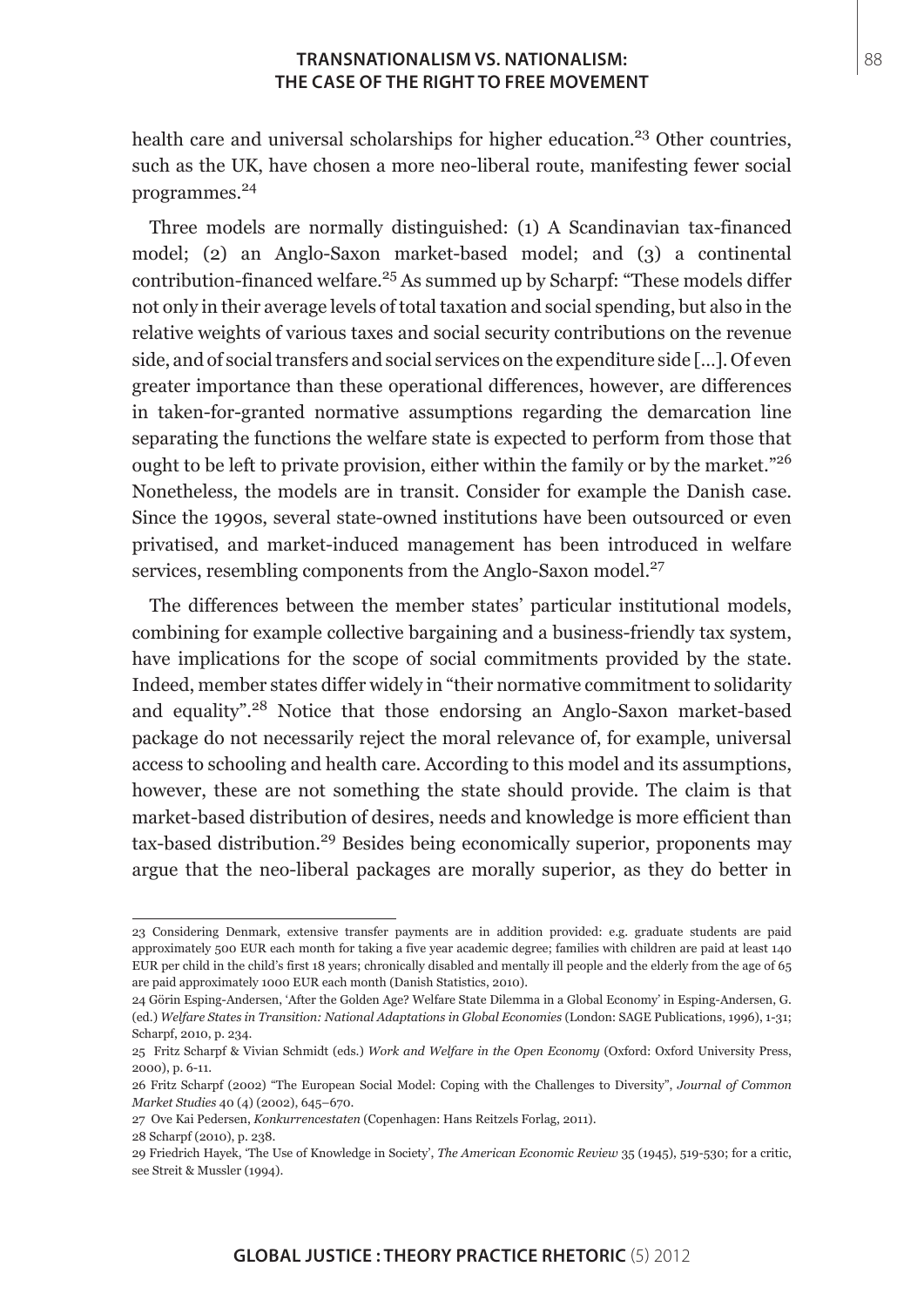health care and universal scholarships for higher education.[23] Other countries, such as the UK, have chosen a more neo-liberal route, manifesting fewer social programmes.[24]

Three models are normally distinguished: (1) A Scandinavian tax-financed model; (2) an Anglo-Saxon market-based model; and (3) a continental contribution-financed welfare.[25] As summed up by Scharpf: "These models differ not only in their average levels of total taxation and social spending, but also in the relative weights of various taxes and social security contributions on the revenue side, and of social transfers and social services on the expenditure side [...]. Of even greater importance than these operational differences, however, are differences in taken-for-granted normative assumptions regarding the demarcation line separating the functions the welfare state is expected to perform from those that ought to be left to private provision, either within the family or by the market."[26] Nonetheless, the models are in transit. Consider for example the Danish case. Since the 1990s, several state-owned institutions have been outsourced or even privatised, and market-induced management has been introduced in welfare services, resembling components from the Anglo-Saxon model.[27]

The differences between the member states' particular institutional models, combining for example collective bargaining and a business-friendly tax system, have implications for the scope of social commitments provided by the state. Indeed, member states differ widely in "their normative commitment to solidarity and equality".[28] Notice that those endorsing an Anglo-Saxon market-based package do not necessarily reject the moral relevance of, for example, universal access to schooling and health care. According to this model and its assumptions, however, these are not something the state should provide. The claim is that market-based distribution of desires, needs and knowledge is more efficient than tax-based distribution.[29] Besides being economically superior, proponents may argue that the neo-liberal packages are morally superior, as they do better in

---

23 Considering Denmark, extensive transfer payments are in addition provided: e.g. graduate students are paid approximately 500 EUR each month for taking a five year academic degree; families with children are paid at least 140 EUR per child in the child's first 18 years; chronically disabled and mentally ill people and the elderly from the age of 65 are paid approximately 1000 EUR each month (Danish Statistics, 2010).

24 Görin Esping-Andersen, 'After the Golden Age? Welfare State Dilemma in a Global Economy' in Esping-Andersen, G. (ed.) *Welfare States in Transition: National Adaptations in Global Economies* (London: SAGE Publications, 1996), 1-31; Scharpf, 2010, p. 234.

25 Fritz Scharpf & Vivian Schmidt (eds.) *Work and Welfare in the Open Economy* (Oxford: Oxford University Press, 2000), p. 6-11.

26 Fritz Scharpf (2002) "The European Social Model: Coping with the Challenges to Diversity", *Journal of Common Market Studies* 40 (4) (2002), 645–670.

27 Ove Kai Pedersen, *Konkurrencestaten* (Copenhagen: Hans Reitzels Forlag, 2011).

28 Scharpf (2010), p. 238.

29 Friedrich Hayek, 'The Use of Knowledge in Society', *The American Economic Review* 35 (1945), 519-530; for a critic, see Streit & Mussler (1994).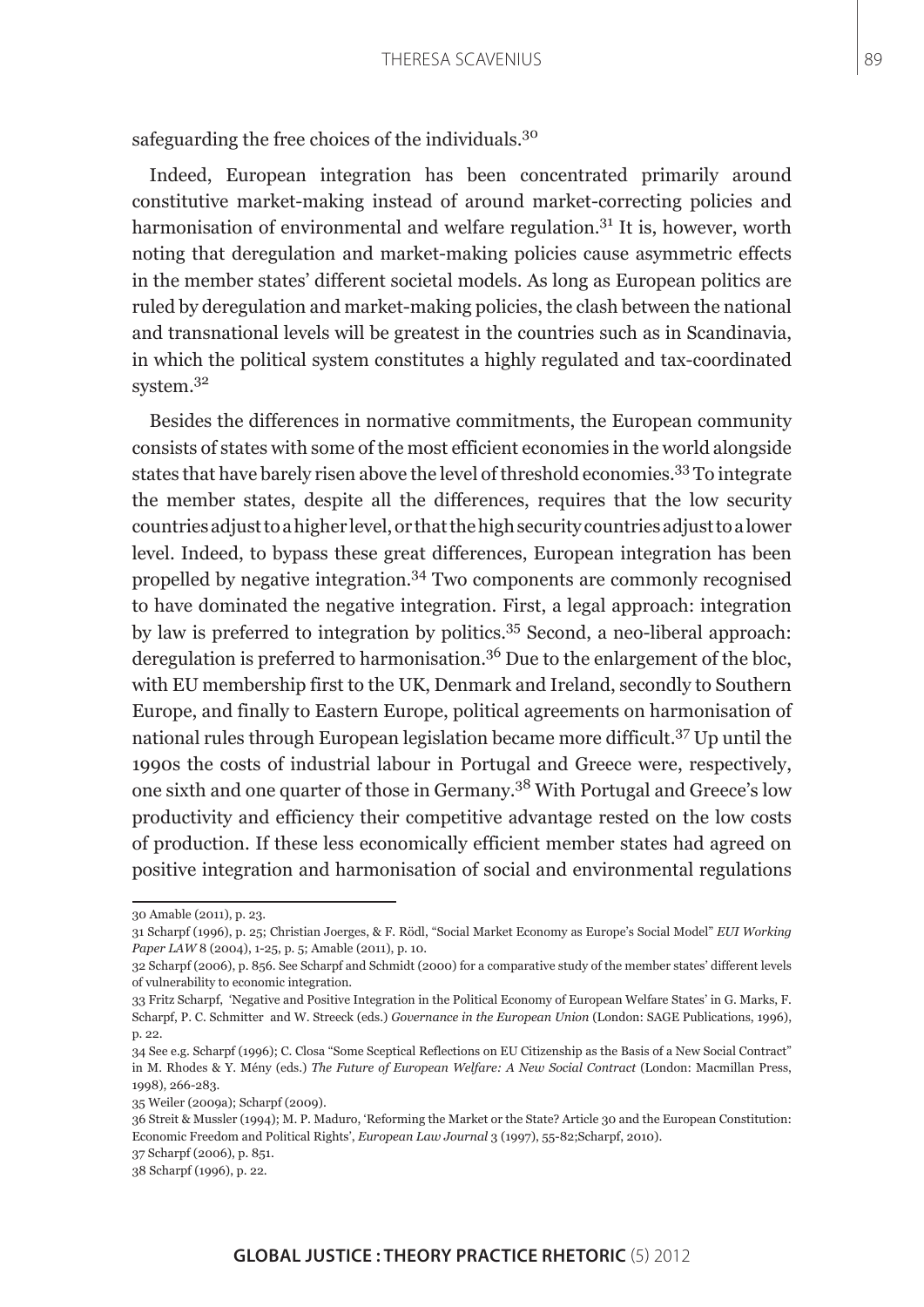safeguarding the free choices of the individuals.[30]

Indeed, European integration has been concentrated primarily around constitutive market-making instead of around market-correcting policies and harmonisation of environmental and welfare regulation.[31] It is, however, worth noting that deregulation and market-making policies cause asymmetric effects in the member states' different societal models. As long as European politics are ruled by deregulation and market-making policies, the clash between the national and transnational levels will be greatest in the countries such as in Scandinavia, in which the political system constitutes a highly regulated and tax-coordinated system.[32]

Besides the differences in normative commitments, the European community consists of states with some of the most efficient economies in the world alongside states that have barely risen above the level of threshold economies.[33] To integrate the member states, despite all the differences, requires that the low security countries adjust to a higher level, or that the high security countries adjust to a lower level. Indeed, to bypass these great differences, European integration has been propelled by negative integration.[34] Two components are commonly recognised to have dominated the negative integration. First, a legal approach: integration by law is preferred to integration by politics.[35] Second, a neo-liberal approach: deregulation is preferred to harmonisation.[36] Due to the enlargement of the bloc, with EU membership first to the UK, Denmark and Ireland, secondly to Southern Europe, and finally to Eastern Europe, political agreements on harmonisation of national rules through European legislation became more difficult.[37] Up until the 1990s the costs of industrial labour in Portugal and Greece were, respectively, one sixth and one quarter of those in Germany.[38] With Portugal and Greece's low productivity and efficiency their competitive advantage rested on the low costs of production. If these less economically efficient member states had agreed on positive integration and harmonisation of social and environmental regulations

---

30 Amable (2011), p. 23.

31 Scharpf (1996), p. 25; Christian Joerges, & F. Rödl, "Social Market Economy as Europe's Social Model" *EUI Working Paper LAW* 8 (2004), 1-25, p. 5; Amable (2011), p. 10.

32 Scharpf (2006), p. 856. See Scharpf and Schmidt (2000) for a comparative study of the member states' different levels of vulnerability to economic integration.

33 Fritz Scharpf, 'Negative and Positive Integration in the Political Economy of European Welfare States' in G. Marks, F. Scharpf, P. C. Schmitter and W. Streeck (eds.) *Governance in the European Union* (London: SAGE Publications, 1996), p. 22.

34 See e.g. Scharpf (1996); C. Closa "Some Sceptical Reflections on EU Citizenship as the Basis of a New Social Contract" in M. Rhodes & Y. Mény (eds.) *The Future of European Welfare: A New Social Contract* (London: Macmillan Press, 1998), 266-283.

35 Weiler (2009a); Scharpf (2009).

36 Streit & Mussler (1994); M. P. Maduro, 'Reforming the Market or the State? Article 30 and the European Constitution: Economic Freedom and Political Rights', *European Law Journal* 3 (1997), 55-82;Scharpf, 2010).

37 Scharpf (2006), p. 851.

38 Scharpf (1996), p. 22.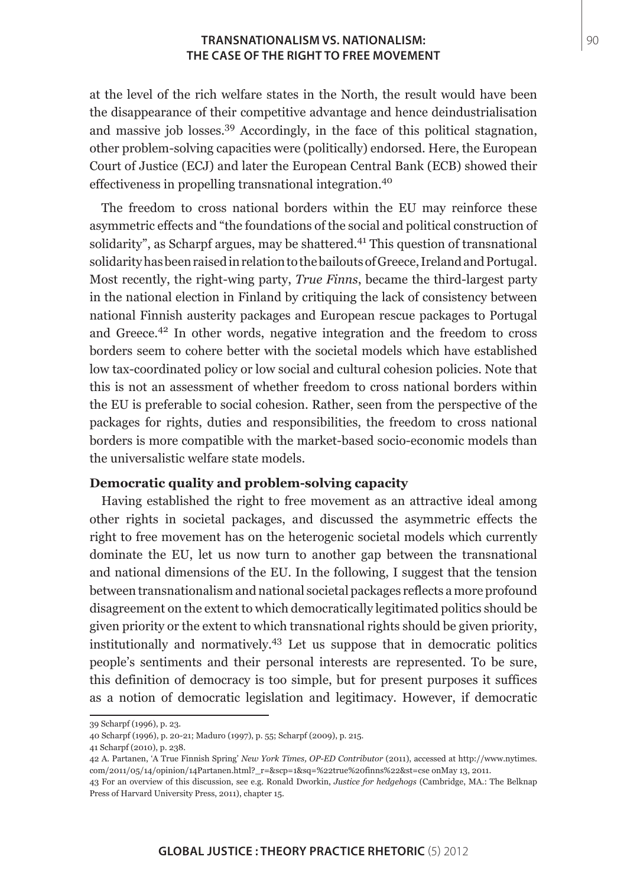at the level of the rich welfare states in the North, the result would have been the disappearance of their competitive advantage and hence deindustrialisation and massive job losses.[39] Accordingly, in the face of this political stagnation, other problem-solving capacities were (politically) endorsed. Here, the European Court of Justice (ECJ) and later the European Central Bank (ECB) showed their effectiveness in propelling transnational integration.[40]

The freedom to cross national borders within the EU may reinforce these asymmetric effects and "the foundations of the social and political construction of solidarity", as Scharpf argues, may be shattered.[41] This question of transnational solidarity has been raised in relation to the bailouts of Greece, Ireland and Portugal. Most recently, the right-wing party, *True Finns*, became the third-largest party in the national election in Finland by critiquing the lack of consistency between national Finnish austerity packages and European rescue packages to Portugal and Greece.[42] In other words, negative integration and the freedom to cross borders seem to cohere better with the societal models which have established low tax-coordinated policy or low social and cultural cohesion policies. Note that this is not an assessment of whether freedom to cross national borders within the EU is preferable to social cohesion. Rather, seen from the perspective of the packages for rights, duties and responsibilities, the freedom to cross national borders is more compatible with the market-based socio-economic models than the universalistic welfare state models.

**Democratic quality and problem-solving capacity**

Having established the right to free movement as an attractive ideal among other rights in societal packages, and discussed the asymmetric effects the right to free movement has on the heterogenic societal models which currently dominate the EU, let us now turn to another gap between the transnational and national dimensions of the EU. In the following, I suggest that the tension between transnationalism and national societal packages reflects a more profound disagreement on the extent to which democratically legitimated politics should be given priority or the extent to which transnational rights should be given priority, institutionally and normatively.[43] Let us suppose that in democratic politics people's sentiments and their personal interests are represented. To be sure, this definition of democracy is too simple, but for present purposes it suffices as a notion of democratic legislation and legitimacy. However, if democratic

---

39 Scharpf (1996), p. 23.

40 Scharpf (1996), p. 20-21; Maduro (1997), p. 55; Scharpf (2009), p. 215.

41 Scharpf (2010), p. 238.

42 A. Partanen, 'A True Finnish Spring' *New York Times, OP-ED Contributor* (2011), accessed at http://www.nytimes.com/2011/05/14/opinion/14Partanen.html?_r=&scp=1&sq=%22true%20finns%22&st=cse onMay 13, 2011.

43 For an overview of this discussion, see e.g. Ronald Dworkin, *Justice for hedgehogs* (Cambridge, MA.: The Belknap Press of Harvard University Press, 2011), chapter 15.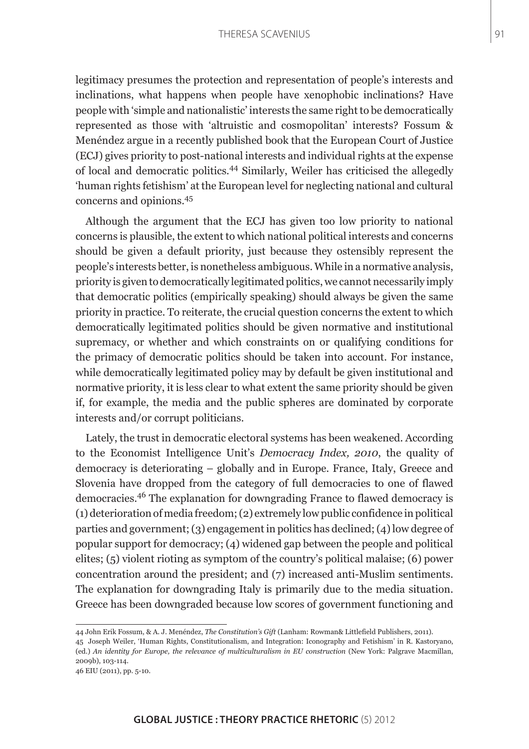legitimacy presumes the protection and representation of people's interests and inclinations, what happens when people have xenophobic inclinations? Have people with 'simple and nationalistic' interests the same right to be democratically represented as those with 'altruistic and cosmopolitan' interests? Fossum & Menéndez argue in a recently published book that the European Court of Justice (ECJ) gives priority to post-national interests and individual rights at the expense of local and democratic politics.[44] Similarly, Weiler has criticised the allegedly 'human rights fetishism' at the European level for neglecting national and cultural concerns and opinions.[45]

Although the argument that the ECJ has given too low priority to national concerns is plausible, the extent to which national political interests and concerns should be given a default priority, just because they ostensibly represent the people's interests better, is nonetheless ambiguous. While in a normative analysis, priority is given to democratically legitimated politics, we cannot necessarily imply that democratic politics (empirically speaking) should always be given the same priority in practice. To reiterate, the crucial question concerns the extent to which democratically legitimated politics should be given normative and institutional supremacy, or whether and which constraints on or qualifying conditions for the primacy of democratic politics should be taken into account. For instance, while democratically legitimated policy may by default be given institutional and normative priority, it is less clear to what extent the same priority should be given if, for example, the media and the public spheres are dominated by corporate interests and/or corrupt politicians.

Lately, the trust in democratic electoral systems has been weakened. According to the Economist Intelligence Unit's *Democracy Index, 2010*, the quality of democracy is deteriorating – globally and in Europe. France, Italy, Greece and Slovenia have dropped from the category of full democracies to one of flawed democracies.[46] The explanation for downgrading France to flawed democracy is (1) deterioration of media freedom; (2) extremely low public confidence in political parties and government; (3) engagement in politics has declined; (4) low degree of popular support for democracy; (4) widened gap between the people and political elites; (5) violent rioting as symptom of the country's political malaise; (6) power concentration around the president; and (7) increased anti-Muslim sentiments. The explanation for downgrading Italy is primarily due to the media situation. Greece has been downgraded because low scores of government functioning and

---

44 John Erik Fossum, & A. J. Menéndez, *The Constitution's Gift* (Lanham: Rowman& Littlefield Publishers, 2011).

45 Joseph Weiler, 'Human Rights, Constitutionalism, and Integration: Iconography and Fetishism' in R. Kastoryano, (ed.) *An identity for Europe, the relevance of multiculturalism in EU construction* (New York: Palgrave Macmillan, 2009b), 103-114.

46 EIU (2011), pp. 5-10.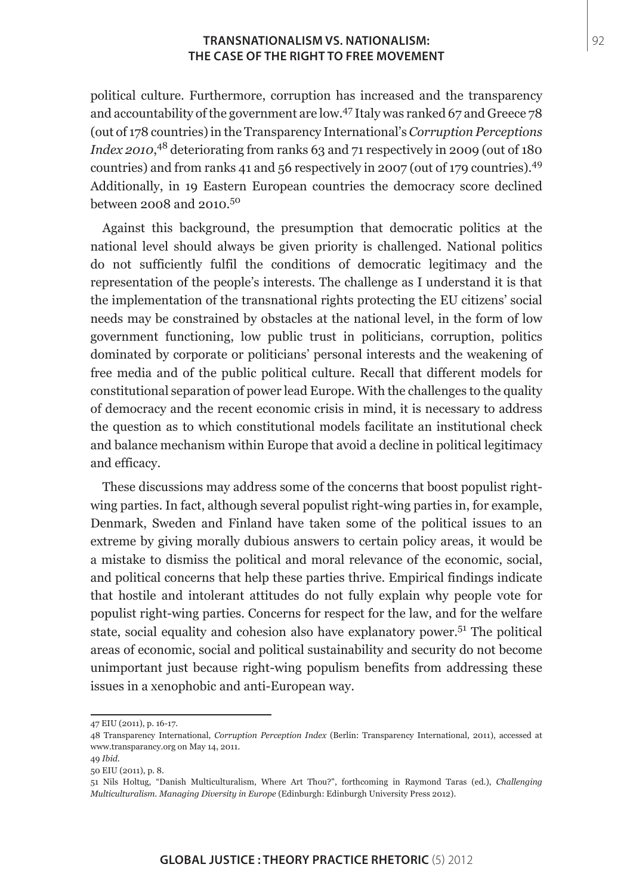political culture. Furthermore, corruption has increased and the transparency and accountability of the government are low.[47] Italy was ranked 67 and Greece 78 (out of 178 countries) in the Transparency International's *Corruption Perceptions Index 2010*,[48] deteriorating from ranks 63 and 71 respectively in 2009 (out of 180 countries) and from ranks 41 and 56 respectively in 2007 (out of 179 countries).[49] Additionally, in 19 Eastern European countries the democracy score declined between 2008 and 2010.[50]

Against this background, the presumption that democratic politics at the national level should always be given priority is challenged. National politics do not sufficiently fulfil the conditions of democratic legitimacy and the representation of the people's interests. The challenge as I understand it is that the implementation of the transnational rights protecting the EU citizens' social needs may be constrained by obstacles at the national level, in the form of low government functioning, low public trust in politicians, corruption, politics dominated by corporate or politicians' personal interests and the weakening of free media and of the public political culture. Recall that different models for constitutional separation of power lead Europe. With the challenges to the quality of democracy and the recent economic crisis in mind, it is necessary to address the question as to which constitutional models facilitate an institutional check and balance mechanism within Europe that avoid a decline in political legitimacy and efficacy.

These discussions may address some of the concerns that boost populist right-wing parties. In fact, although several populist right-wing parties in, for example, Denmark, Sweden and Finland have taken some of the political issues to an extreme by giving morally dubious answers to certain policy areas, it would be a mistake to dismiss the political and moral relevance of the economic, social, and political concerns that help these parties thrive. Empirical findings indicate that hostile and intolerant attitudes do not fully explain why people vote for populist right-wing parties. Concerns for respect for the law, and for the welfare state, social equality and cohesion also have explanatory power.[51] The political areas of economic, social and political sustainability and security do not become unimportant just because right-wing populism benefits from addressing these issues in a xenophobic and anti-European way.

---

47 EIU (2011), p. 16-17.

48 Transparency International, *Corruption Perception Index* (Berlin: Transparency International, 2011), accessed at www.transparancy.org on May 14, 2011.

49 *Ibid.*

50 EIU (2011), p. 8.

51 Nils Holtug, "Danish Multiculturalism, Where Art Thou?", forthcoming in Raymond Taras (ed.), *Challenging Multiculturalism. Managing Diversity in Europe* (Edinburgh: Edinburgh University Press 2012).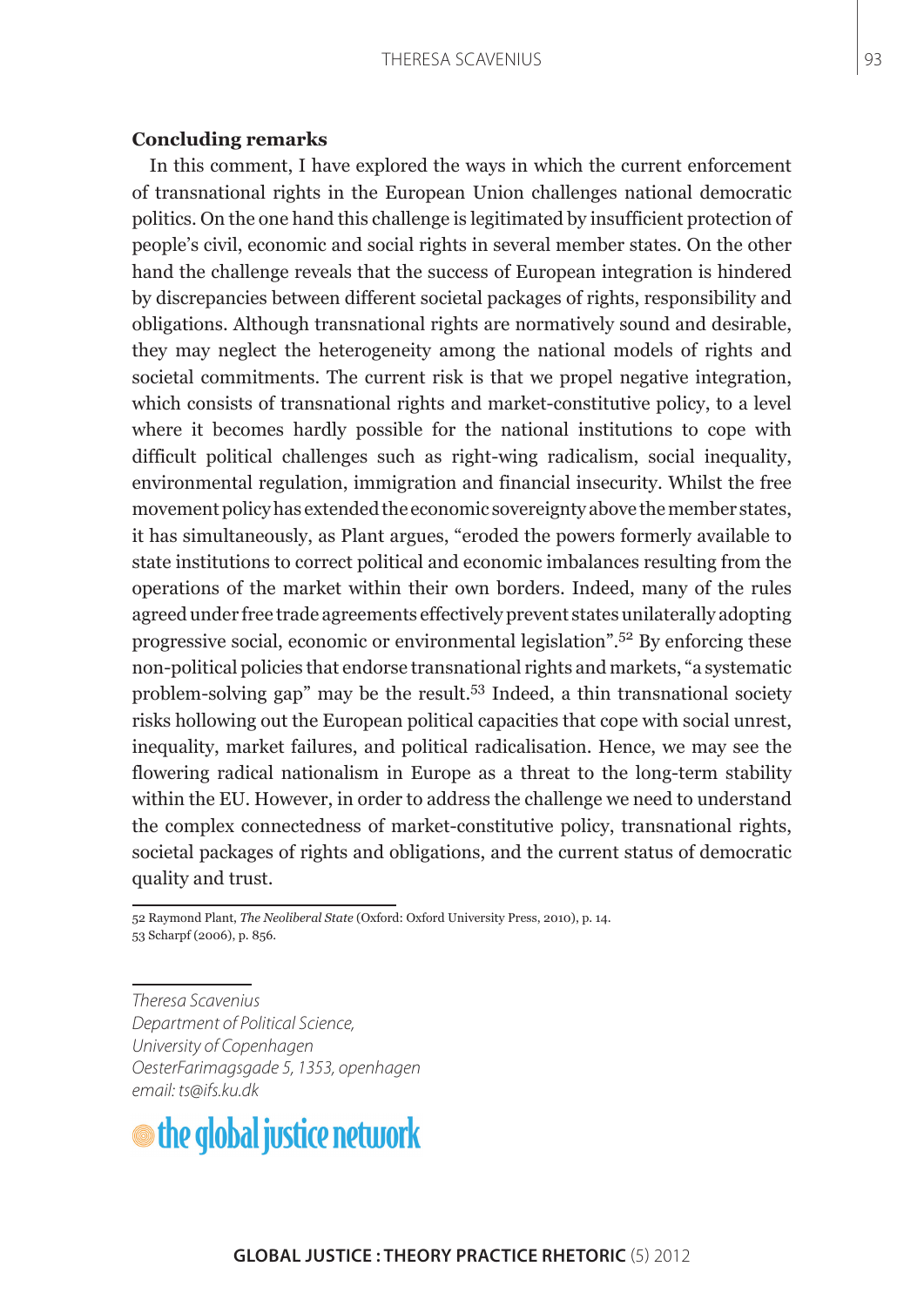## Concluding remarks

In this comment, I have explored the ways in which the current enforcement of transnational rights in the European Union challenges national democratic politics. On the one hand this challenge is legitimated by insufficient protection of people's civil, economic and social rights in several member states. On the other hand the challenge reveals that the success of European integration is hindered by discrepancies between different societal packages of rights, responsibility and obligations. Although transnational rights are normatively sound and desirable, they may neglect the heterogeneity among the national models of rights and societal commitments. The current risk is that we propel negative integration, which consists of transnational rights and market-constitutive policy, to a level where it becomes hardly possible for the national institutions to cope with difficult political challenges such as right-wing radicalism, social inequality, environmental regulation, immigration and financial insecurity. Whilst the free movement policy has extended the economic sovereignty above the member states, it has simultaneously, as Plant argues, "eroded the powers formerly available to state institutions to correct political and economic imbalances resulting from the operations of the market within their own borders. Indeed, many of the rules agreed under free trade agreements effectively prevent states unilaterally adopting progressive social, economic or environmental legislation".[52] By enforcing these non-political policies that endorse transnational rights and markets, "a systematic problem-solving gap" may be the result.[53] Indeed, a thin transnational society risks hollowing out the European political capacities that cope with social unrest, inequality, market failures, and political radicalisation. Hence, we may see the flowering radical nationalism in Europe as a threat to the long-term stability within the EU. However, in order to address the challenge we need to understand the complex connectedness of market-constitutive policy, transnational rights, societal packages of rights and obligations, and the current status of democratic quality and trust.

---

52 Raymond Plant, *The Neoliberal State* (Oxford: Oxford University Press, 2010), p. 14.
53 Scharpf (2006), p. 856.

---

*Theresa Scavenius*
*Department of Political Science,*
*University of Copenhagen*
*OesterFarimagsgade 5, 1353, openhagen*
*email: ts@ifs.ku.dk*

the global justice network